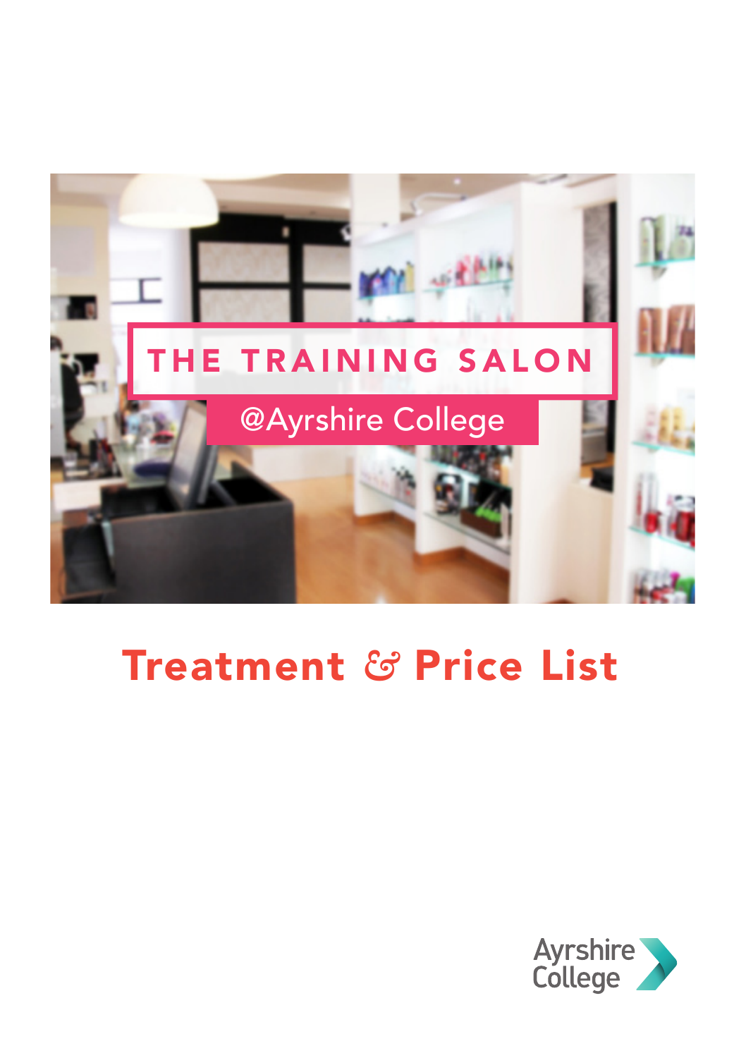# THE TRAINING SALON

## @Ayrshire College

# Treatment & Price List

Ayrshire College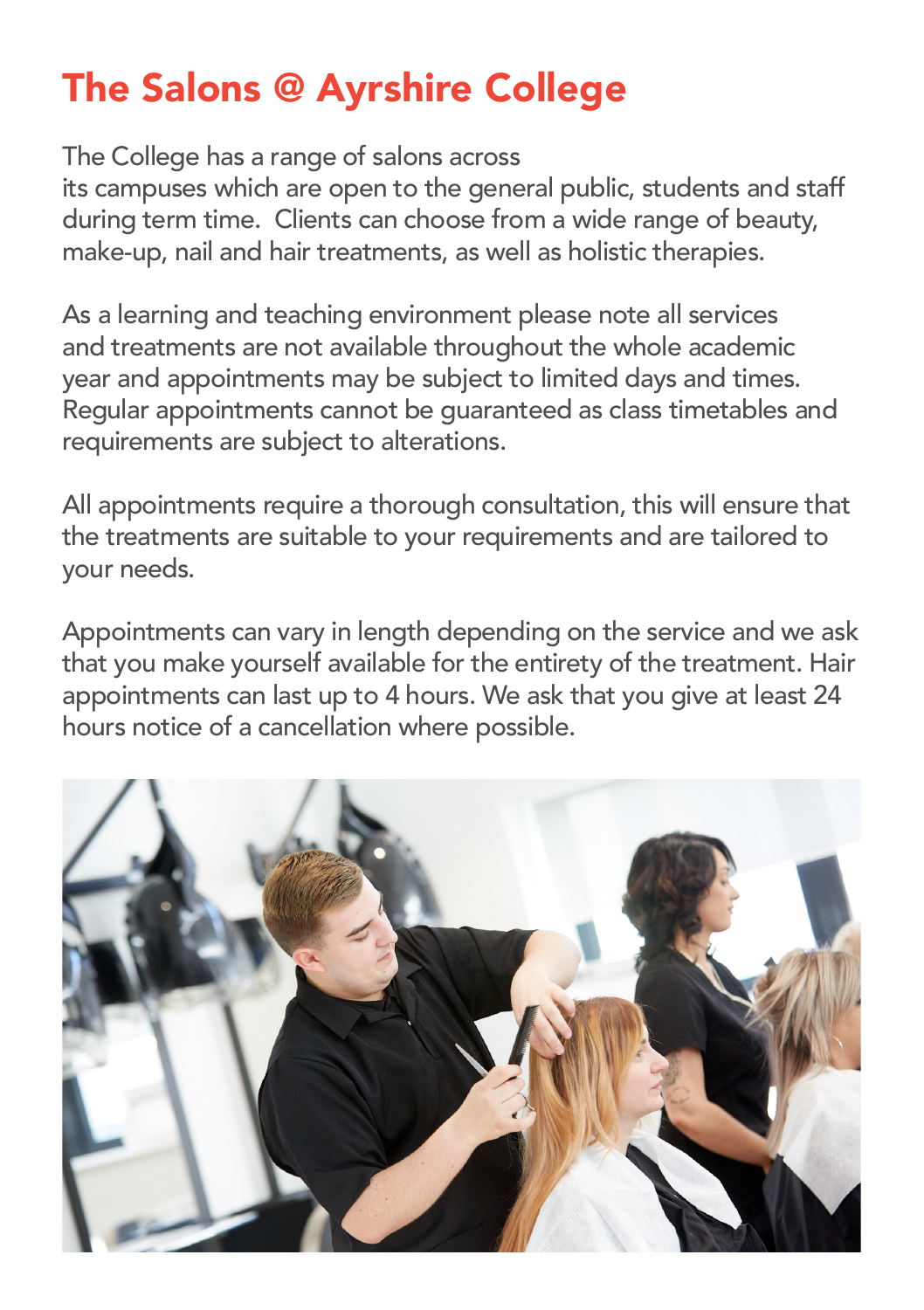# The Salons @ Ayrshire College

The College has a range of salons across its campuses which are open to the general public, students and staff during term time. Clients can choose from a wide range of beauty, make-up, nail and hair treatments, as well as holistic therapies.

As a learning and teaching environment please note all services and treatments are not available throughout the whole academic year and appointments may be subject to limited days and times. Regular appointments cannot be guaranteed as class timetables and requirements are subject to alterations.

All appointments require a thorough consultation, this will ensure that the treatments are suitable to your requirements and are tailored to your needs.

Appointments can vary in length depending on the service and we ask that you make yourself available for the entirety of the treatment. Hair appointments can last up to 4 hours. We ask that you give at least 24 hours notice of a cancellation where possible.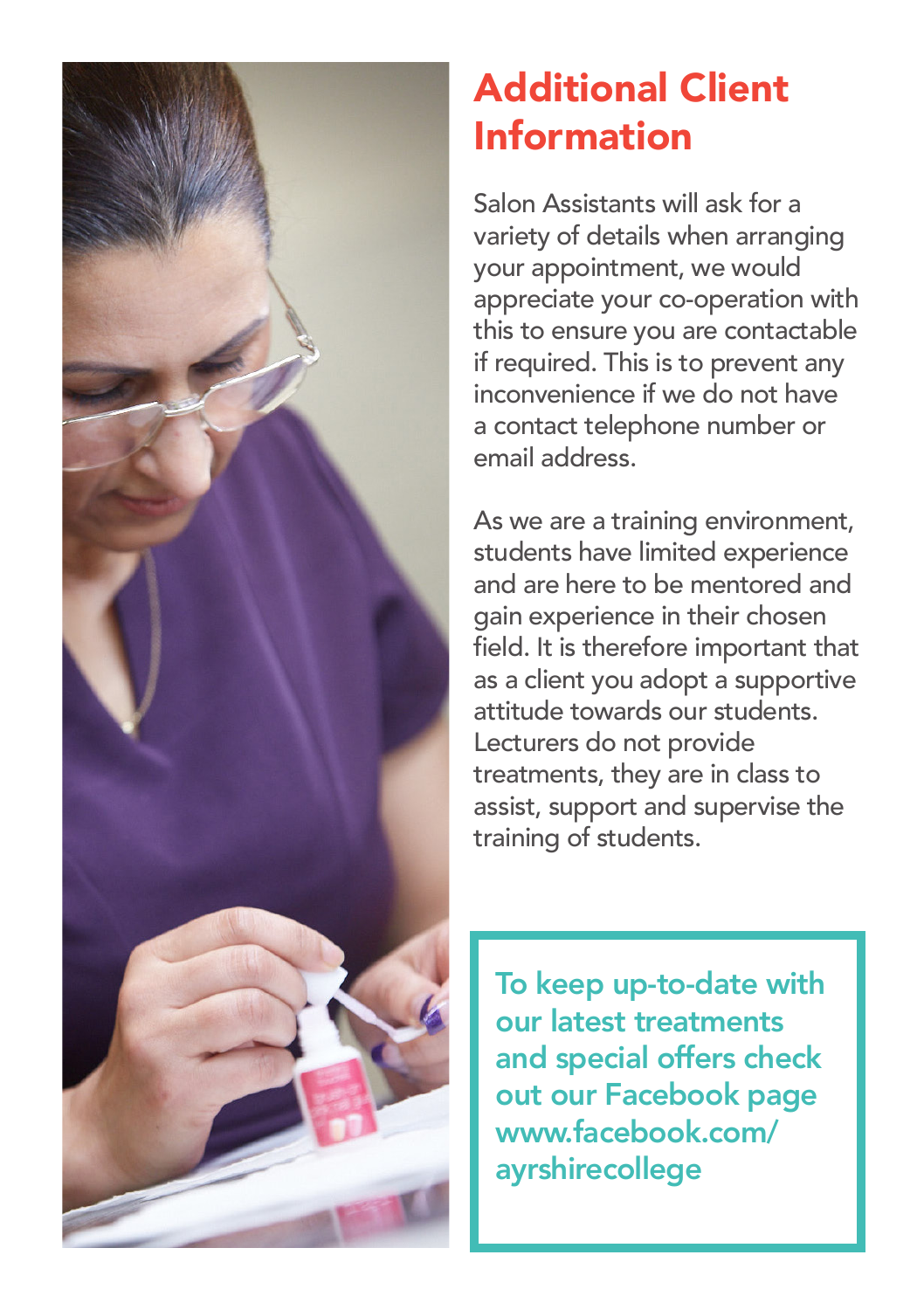# Additional Client Information

Salon Assistants will ask for a variety of details when arranging your appointment, we would appreciate your co-operation with this to ensure you are contactable if required. This is to prevent any inconvenience if we do not have a contact telephone number or email address.

As we are a training environment, students have limited experience and are here to be mentored and gain experience in their chosen field. It is therefore important that as a client you adopt a supportive attitude towards our students. Lecturers do not provide treatments, they are in class to assist, support and supervise the training of students.

**To keep up-to-date with our latest treatments and special offers check out our Facebook page www.facebook.com/ayrshirecollege**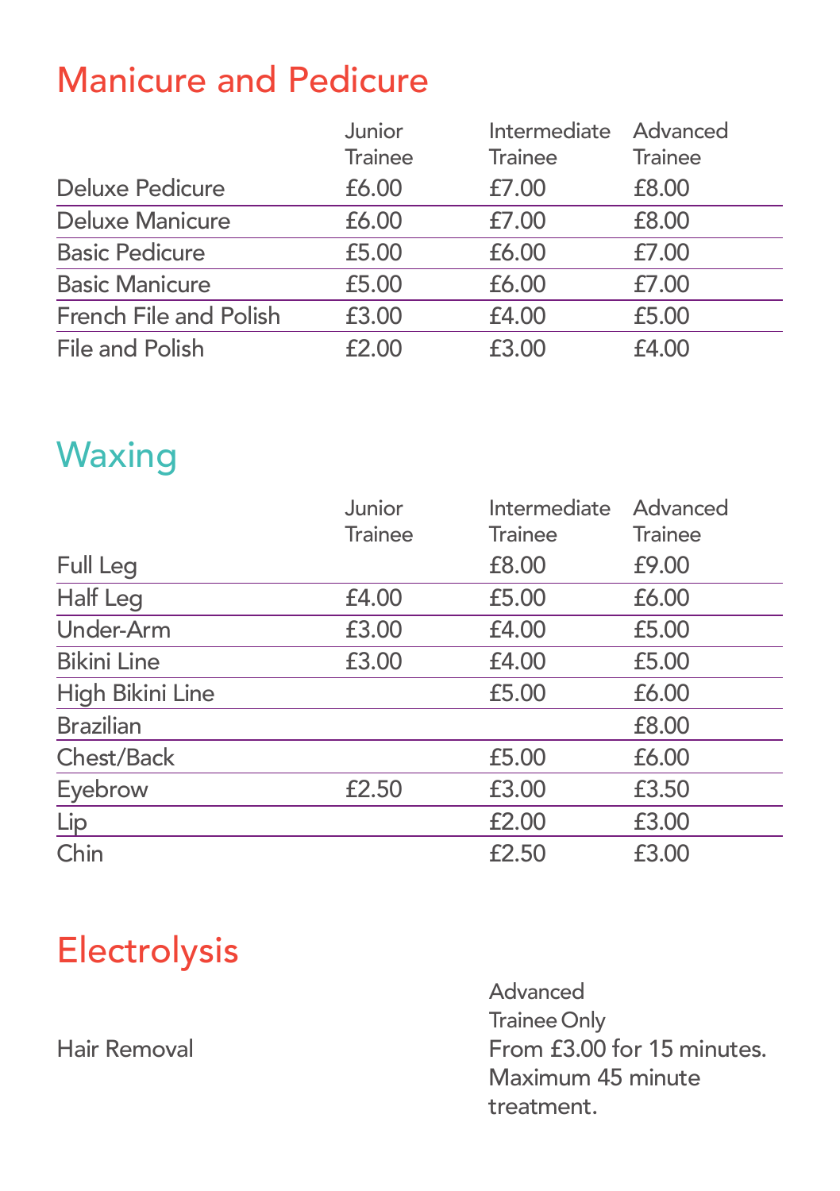## Manicure and Pedicure

| | Junior Trainee | Intermediate Trainee | Advanced Trainee |
|---|---|---|---|
| Deluxe Pedicure | £6.00 | £7.00 | £8.00 |
| Deluxe Manicure | £6.00 | £7.00 | £8.00 |
| Basic Pedicure | £5.00 | £6.00 | £7.00 |
| Basic Manicure | £5.00 | £6.00 | £7.00 |
| French File and Polish | £3.00 | £4.00 | £5.00 |
| File and Polish | £2.00 | £3.00 | £4.00 |

## Waxing

| | Junior Trainee | Intermediate Trainee | Advanced Trainee |
|---|---|---|---|
| Full Leg | | £8.00 | £9.00 |
| Half Leg | £4.00 | £5.00 | £6.00 |
| Under-Arm | £3.00 | £4.00 | £5.00 |
| Bikini Line | £3.00 | £4.00 | £5.00 |
| High Bikini Line | | £5.00 | £6.00 |
| Brazilian | | | £8.00 |
| Chest/Back | | £5.00 | £6.00 |
| Eyebrow | £2.50 | £3.00 | £3.50 |
| Lip | | £2.00 | £3.00 |
| Chin | | £2.50 | £3.00 |

## Electrolysis

| | Advanced Trainee Only |
|---|---|
| Hair Removal | From £3.00 for 15 minutes. Maximum 45 minute treatment. |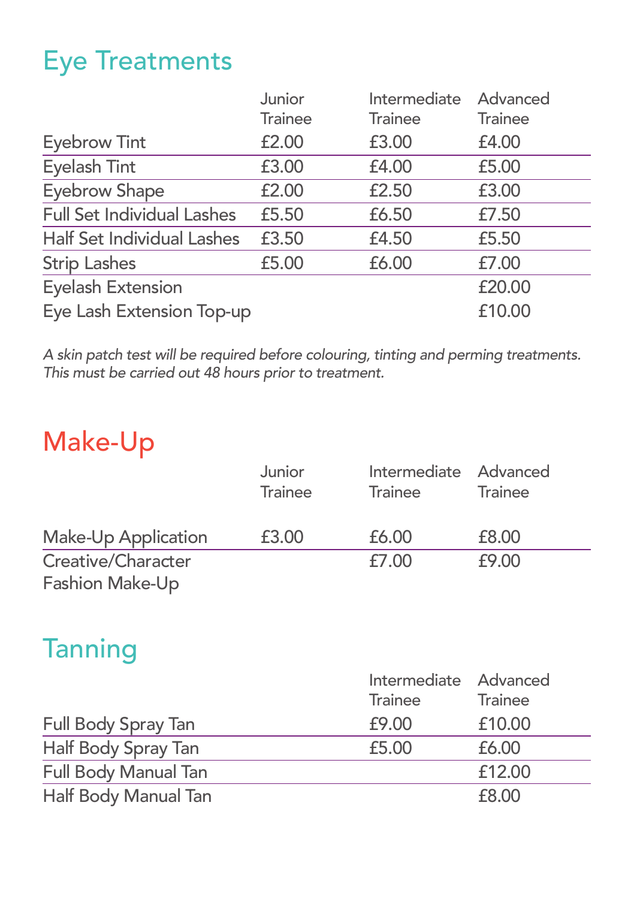## Eye Treatments

| | Junior Trainee | Intermediate Trainee | Advanced Trainee |
|---|---|---|---|
| Eyebrow Tint | £2.00 | £3.00 | £4.00 |
| Eyelash Tint | £3.00 | £4.00 | £5.00 |
| Eyebrow Shape | £2.00 | £2.50 | £3.00 |
| Full Set Individual Lashes | £5.50 | £6.50 | £7.50 |
| Half Set Individual Lashes | £3.50 | £4.50 | £5.50 |
| Strip Lashes | £5.00 | £6.00 | £7.00 |
| Eyelash Extension | | | £20.00 |
| Eye Lash Extension Top-up | | | £10.00 |

*A skin patch test will be required before colouring, tinting and perming treatments. This must be carried out 48 hours prior to treatment.*

## Make-Up

| | Junior Trainee | Intermediate Trainee | Advanced Trainee |
|---|---|---|---|
| Make-Up Application | £3.00 | £6.00 | £8.00 |
| Creative/Character Fashion Make-Up | | £7.00 | £9.00 |

## Tanning

| | Intermediate Trainee | Advanced Trainee |
|---|---|---|
| Full Body Spray Tan | £9.00 | £10.00 |
| Half Body Spray Tan | £5.00 | £6.00 |
| Full Body Manual Tan | | £12.00 |
| Half Body Manual Tan | | £8.00 |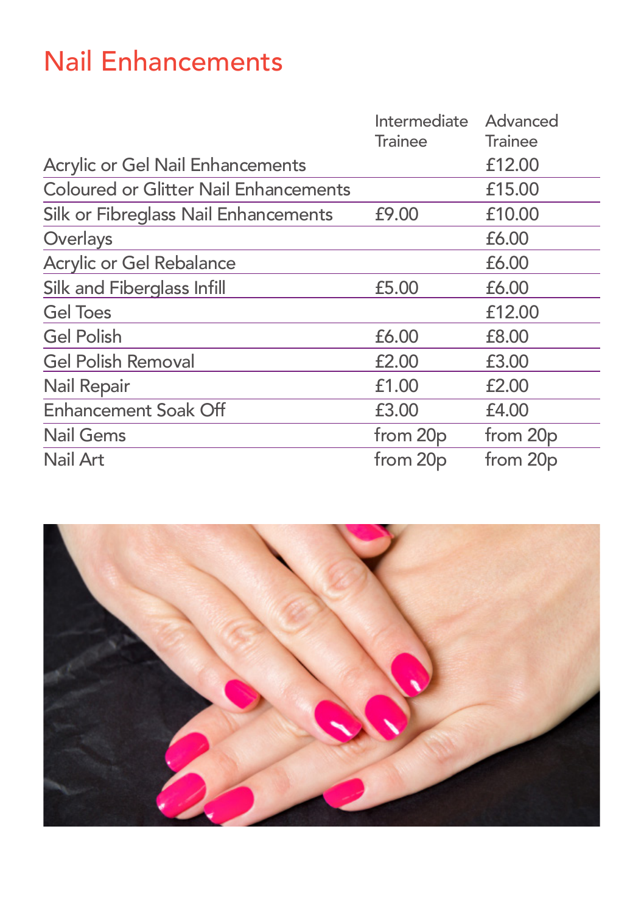# Nail Enhancements

| | Intermediate Trainee | Advanced Trainee |
|---|---|---|
| Acrylic or Gel Nail Enhancements | | £12.00 |
| Coloured or Glitter Nail Enhancements | | £15.00 |
| Silk or Fibreglass Nail Enhancements | £9.00 | £10.00 |
| Overlays | | £6.00 |
| Acrylic or Gel Rebalance | | £6.00 |
| Silk and Fiberglass Infill | £5.00 | £6.00 |
| Gel Toes | | £12.00 |
| Gel Polish | £6.00 | £8.00 |
| Gel Polish Removal | £2.00 | £3.00 |
| Nail Repair | £1.00 | £2.00 |
| Enhancement Soak Off | £3.00 | £4.00 |
| Nail Gems | from 20p | from 20p |
| Nail Art | from 20p | from 20p |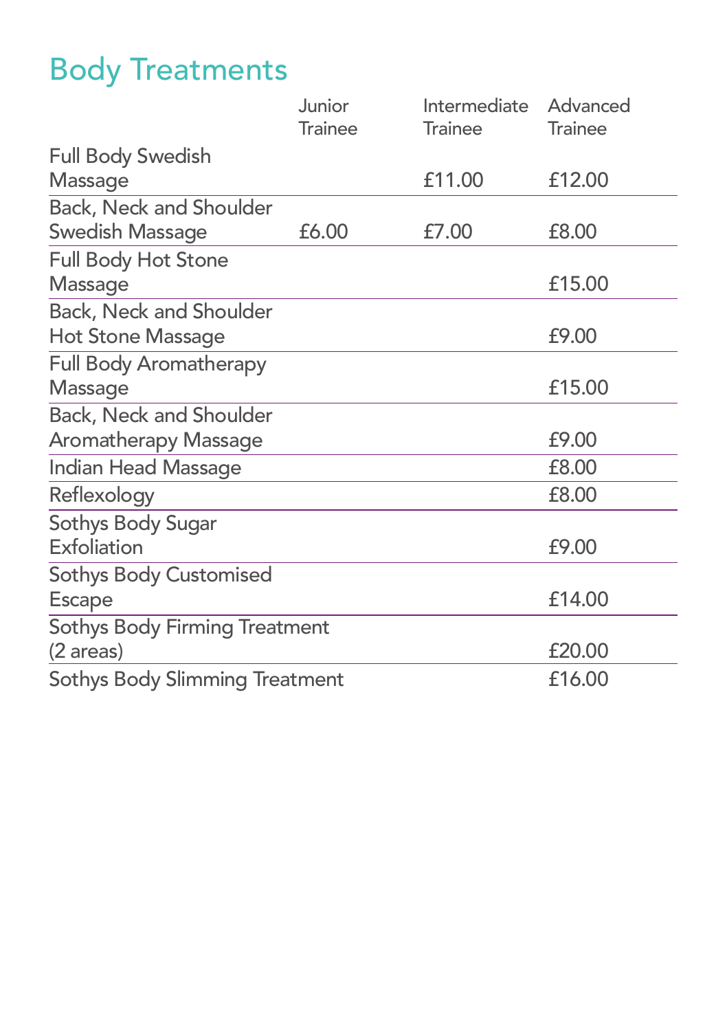# Body Treatments

| | Junior Trainee | Intermediate Trainee | Advanced Trainee |
|---|---|---|---|
| Full Body Swedish Massage | | £11.00 | £12.00 |
| Back, Neck and Shoulder Swedish Massage | £6.00 | £7.00 | £8.00 |
| Full Body Hot Stone Massage | | | £15.00 |
| Back, Neck and Shoulder Hot Stone Massage | | | £9.00 |
| Full Body Aromatherapy Massage | | | £15.00 |
| Back, Neck and Shoulder Aromatherapy Massage | | | £9.00 |
| Indian Head Massage | | | £8.00 |
| Reflexology | | | £8.00 |
| Sothys Body Sugar Exfoliation | | | £9.00 |
| Sothys Body Customised Escape | | | £14.00 |
| Sothys Body Firming Treatment (2 areas) | | | £20.00 |
| Sothys Body Slimming Treatment | | | £16.00 |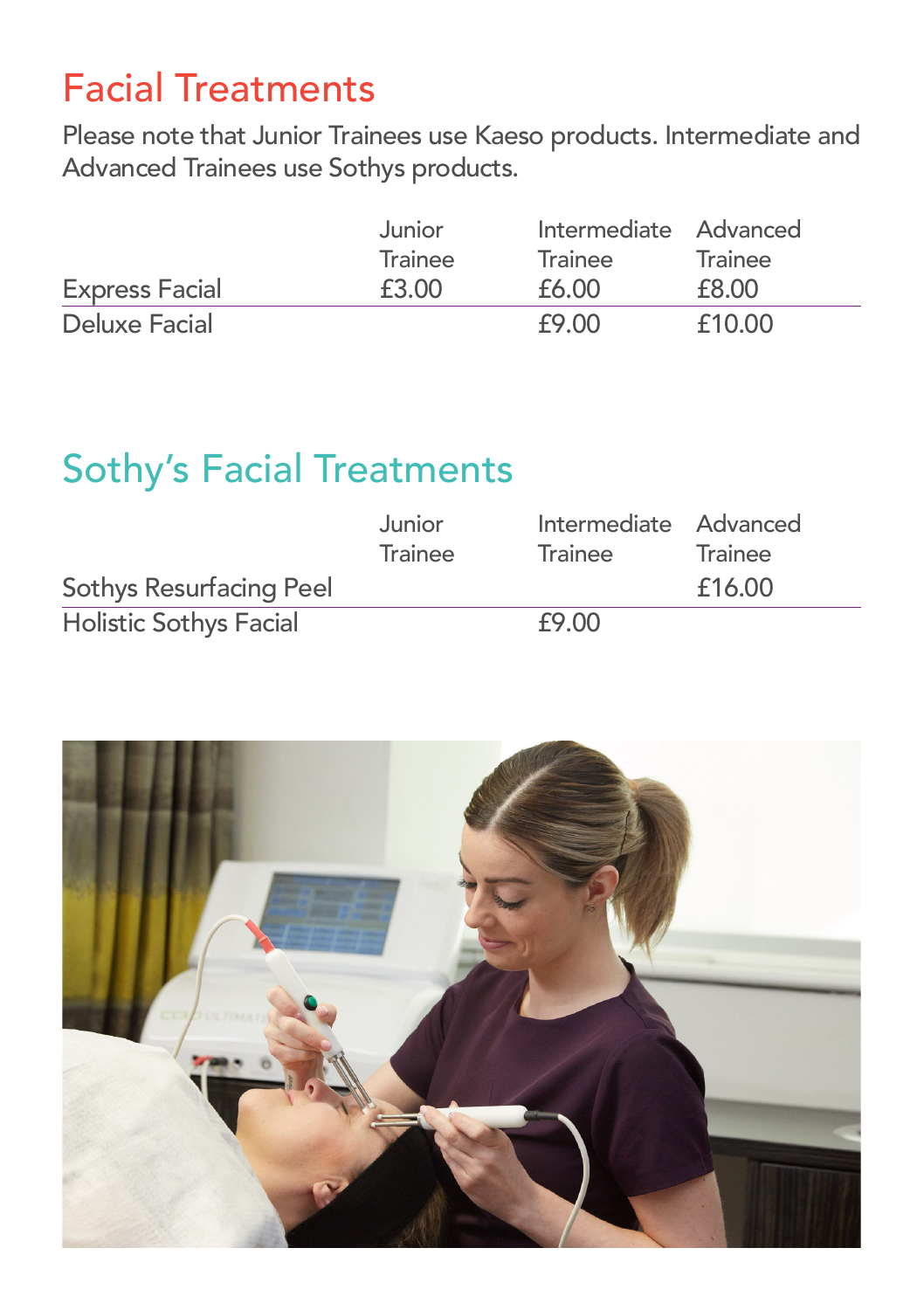# Facial Treatments

Please note that Junior Trainees use Kaeso products. Intermediate and Advanced Trainees use Sothys products.

| | Junior Trainee | Intermediate Trainee | Advanced Trainee |
|---|---|---|---|
| Express Facial | £3.00 | £6.00 | £8.00 |
| Deluxe Facial | | £9.00 | £10.00 |

# Sothy's Facial Treatments

| | Junior Trainee | Intermediate Trainee | Advanced Trainee |
|---|---|---|---|
| Sothys Resurfacing Peel | | | £16.00 |
| Holistic Sothys Facial | | £9.00 | |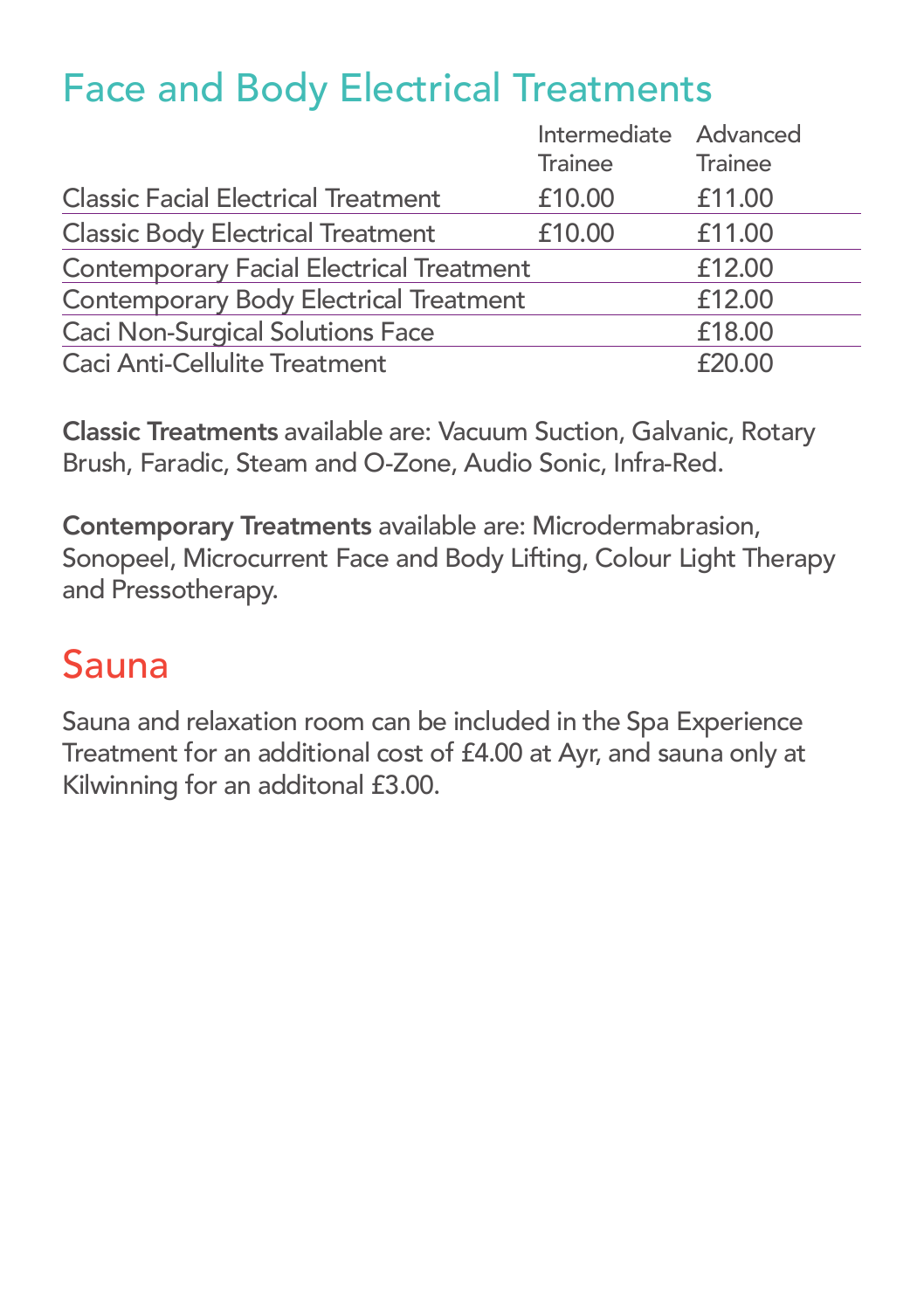# Face and Body Electrical Treatments

| | Intermediate Trainee | Advanced Trainee |
|---|---|---|
| Classic Facial Electrical Treatment | £10.00 | £11.00 |
| Classic Body Electrical Treatment | £10.00 | £11.00 |
| Contemporary Facial Electrical Treatment | | £12.00 |
| Contemporary Body Electrical Treatment | | £12.00 |
| Caci Non-Surgical Solutions Face | | £18.00 |
| Caci Anti-Cellulite Treatment | | £20.00 |

**Classic Treatments** available are: Vacuum Suction, Galvanic, Rotary Brush, Faradic, Steam and O-Zone, Audio Sonic, Infra-Red.

**Contemporary Treatments** available are: Microdermabrasion, Sonopeel, Microcurrent Face and Body Lifting, Colour Light Therapy and Pressotherapy.

# Sauna

Sauna and relaxation room can be included in the Spa Experience Treatment for an additional cost of £4.00 at Ayr, and sauna only at Kilwinning for an additonal £3.00.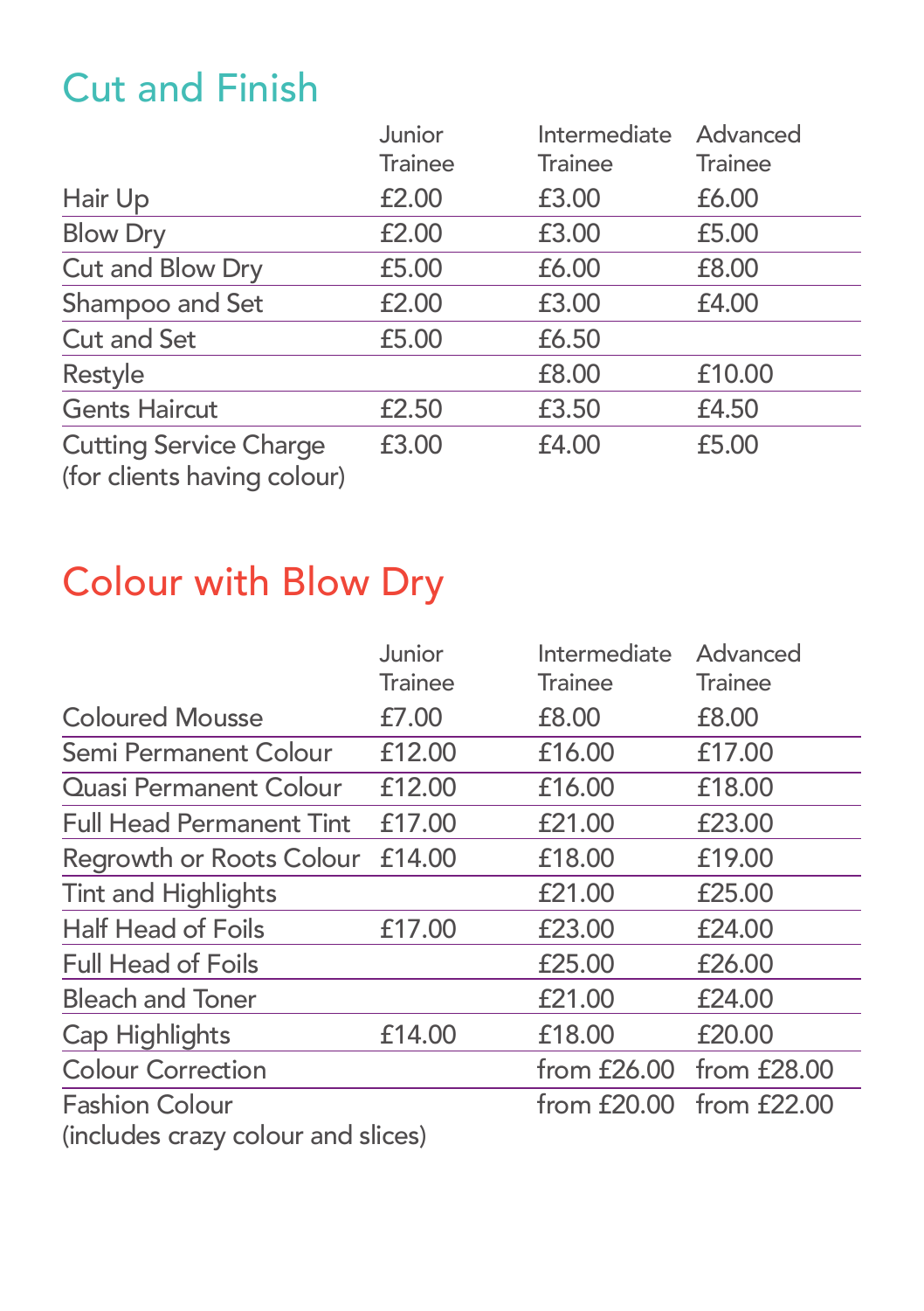## Cut and Finish

| | Junior Trainee | Intermediate Trainee | Advanced Trainee |
|---|---|---|---|
| Hair Up | £2.00 | £3.00 | £6.00 |
| Blow Dry | £2.00 | £3.00 | £5.00 |
| Cut and Blow Dry | £5.00 | £6.00 | £8.00 |
| Shampoo and Set | £2.00 | £3.00 | £4.00 |
| Cut and Set | £5.00 | £6.50 | |
| Restyle | | £8.00 | £10.00 |
| Gents Haircut | £2.50 | £3.50 | £4.50 |
| Cutting Service Charge (for clients having colour) | £3.00 | £4.00 | £5.00 |

## Colour with Blow Dry

| | Junior Trainee | Intermediate Trainee | Advanced Trainee |
|---|---|---|---|
| Coloured Mousse | £7.00 | £8.00 | £8.00 |
| Semi Permanent Colour | £12.00 | £16.00 | £17.00 |
| Quasi Permanent Colour | £12.00 | £16.00 | £18.00 |
| Full Head Permanent Tint | £17.00 | £21.00 | £23.00 |
| Regrowth or Roots Colour | £14.00 | £18.00 | £19.00 |
| Tint and Highlights | | £21.00 | £25.00 |
| Half Head of Foils | £17.00 | £23.00 | £24.00 |
| Full Head of Foils | | £25.00 | £26.00 |
| Bleach and Toner | | £21.00 | £24.00 |
| Cap Highlights | £14.00 | £18.00 | £20.00 |
| Colour Correction | | from £26.00 | from £28.00 |
| Fashion Colour (includes crazy colour and slices) | | from £20.00 | from £22.00 |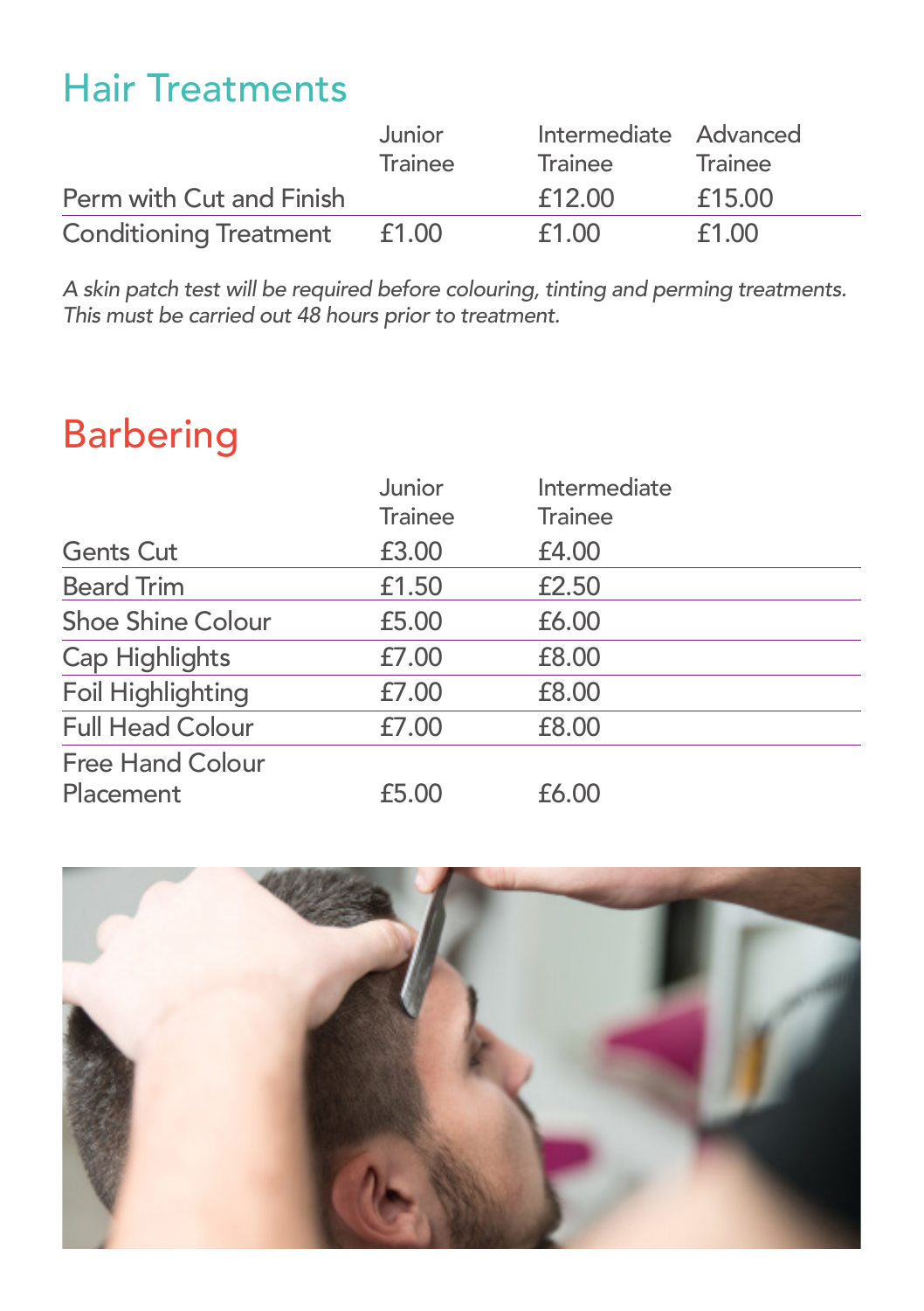## Hair Treatments

| | Junior Trainee | Intermediate Trainee | Advanced Trainee |
|---|---|---|---|
| Perm with Cut and Finish | | £12.00 | £15.00 |
| Conditioning Treatment | £1.00 | £1.00 | £1.00 |

*A skin patch test will be required before colouring, tinting and perming treatments. This must be carried out 48 hours prior to treatment.*

## Barbering

| | Junior Trainee | Intermediate Trainee |
|---|---|---|
| Gents Cut | £3.00 | £4.00 |
| Beard Trim | £1.50 | £2.50 |
| Shoe Shine Colour | £5.00 | £6.00 |
| Cap Highlights | £7.00 | £8.00 |
| Foil Highlighting | £7.00 | £8.00 |
| Full Head Colour | £7.00 | £8.00 |
| Free Hand Colour Placement | £5.00 | £6.00 |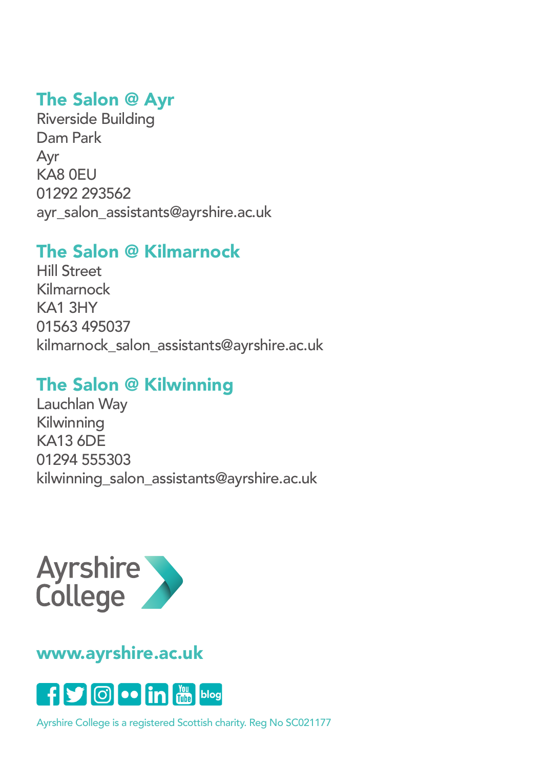## The Salon @ Ayr

Riverside Building
Dam Park
Ayr
KA8 0EU
01292 293562
ayr_salon_assistants@ayrshire.ac.uk

## The Salon @ Kilmarnock

Hill Street
Kilmarnock
KA1 3HY
01563 495037
kilmarnock_salon_assistants@ayrshire.ac.uk

## The Salon @ Kilwinning

Lauchlan Way
Kilwinning
KA13 6DE
01294 555303
kilwinning_salon_assistants@ayrshire.ac.uk

Ayrshire College

**www.ayrshire.ac.uk**

blog

Ayrshire College is a registered Scottish charity. Reg No SC021177